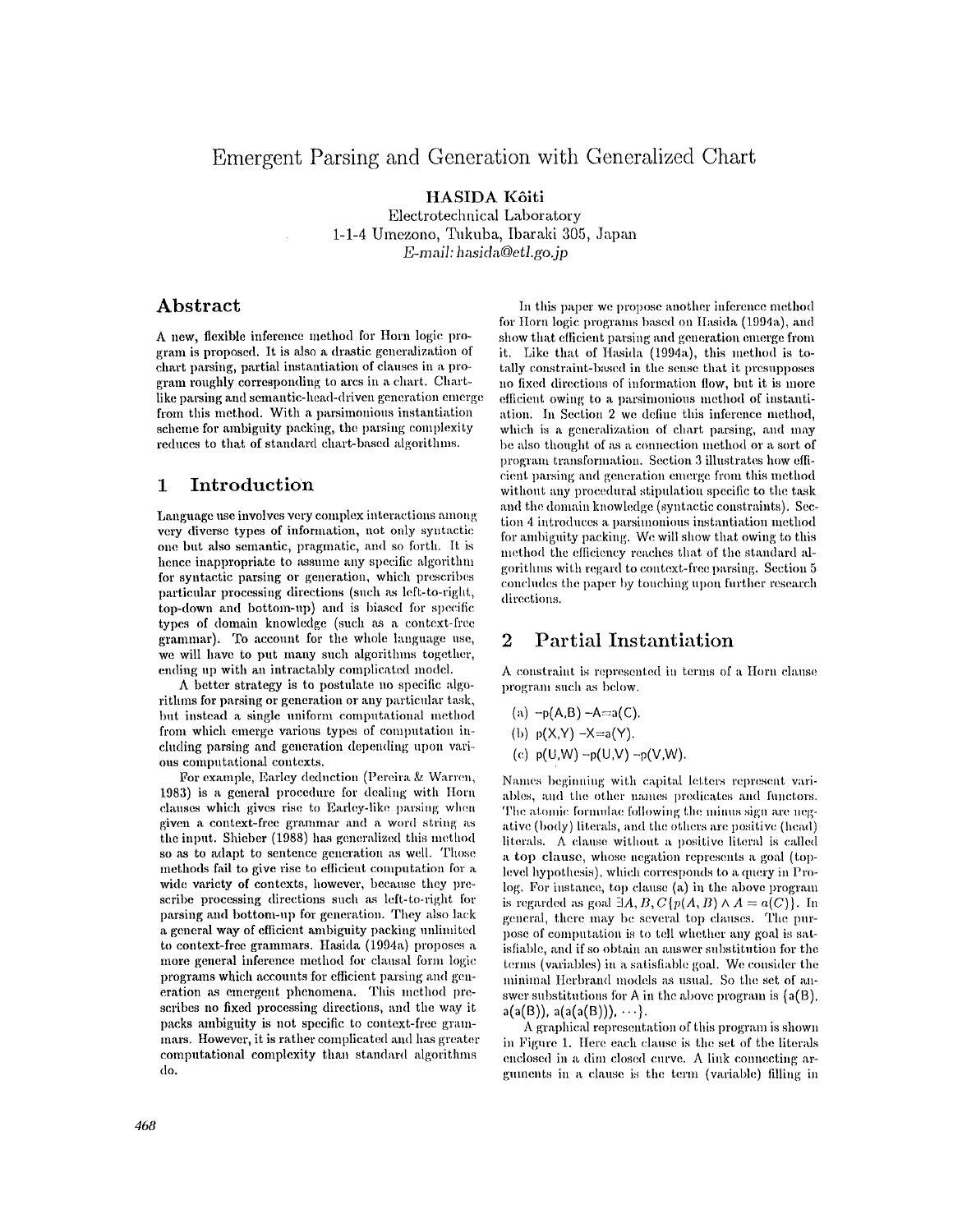# Emergent Parsing and Generation with Generalized Chart

**HASIDA Kôiti**
Electrotechnical Laboratory
1-1-4 Umezono, Tukuba, Ibaraki 305, Japan
*E-mail: hasida@etl.go.jp*

## Abstract

A new, flexible inference method for Horn logic program is proposed. It is also a drastic generalization of chart parsing, partial instantiation of clauses in a program roughly corresponding to arcs in a chart. Chart-like parsing and semantic-head-driven generation emerge from this method. With a parsimonious instantiation scheme for ambiguity packing, the parsing complexity reduces to that of standard chart-based algorithms.

## 1 Introduction

Language use involves very complex interactions among very diverse types of information, not only syntactic one but also semantic, pragmatic, and so forth. It is hence inappropriate to assume any specific algorithm for syntactic parsing or generation, which prescribes particular processing directions (such as left-to-right, top-down and bottom-up) and is biased for specific types of domain knowledge (such as a context-free grammar). To account for the whole language use, we will have to put many such algorithms together, ending up with an intractably complicated model.

A better strategy is to postulate no specific algorithms for parsing or generation or any particular task, but instead a single uniform computational method from which emerge various types of computation including parsing and generation depending upon various computational contexts.

For example, Earley deduction (Pereira & Warren, 1983) is a general procedure for dealing with Horn clauses which gives rise to Earley-like parsing when given a context-free grammar and a word string as the input. Shieber (1988) has generalized this method so as to adapt to sentence generation as well. Those methods fail to give rise to efficient computation for a wide variety of contexts, however, because they prescribe processing directions such as left-to-right for parsing and bottom-up for generation. They also lack a general way of efficient ambiguity packing unlimited to context-free grammars. Hasida (1994a) proposes a more general inference method for clausal form logic programs which accounts for efficient parsing and generation as emergent phenomena. This method prescribes no fixed processing directions, and the way it packs ambiguity is not specific to context-free grammars. However, it is rather complicated and has greater computational complexity than standard algorithms do.

In this paper we propose another inference method for Horn logic programs based on Hasida (1994a), and show that efficient parsing and generation emerge from it. Like that of Hasida (1994a), this method is totally constraint-based in the sense that it presupposes no fixed directions of information flow, but it is more efficient owing to a parsimonious method of instantiation. In Section 2 we define this inference method, which is a generalization of chart parsing, and may be also thought of as a connection method or a sort of program transformation. Section 3 illustrates how efficient parsing and generation emerge from this method without any procedural stipulation specific to the task and the domain knowledge (syntactic constraints). Section 4 introduces a parsimonious instantiation method for ambiguity packing. We will show that owing to this method the efficiency reaches that of the standard algorithms with regard to context-free parsing. Section 5 concludes the paper by touching upon further research directions.

## 2 Partial Instantiation

A constraint is represented in terms of a Horn clause program such as below.

```
(a) -p(A,B) -A=a(C).
(b) p(X,Y) -X=a(Y).
(c) p(U,W) -p(U,V) -p(V,W).
```

Names beginning with capital letters represent variables, and the other names predicates and functors. The atomic formulae following the minus sign are negative (body) literals, and the others are positive (head) literals. A clause without a positive literal is called a **top clause**, whose negation represents a goal (top-level hypothesis), which corresponds to a query in Prolog. For instance, top clause (a) in the above program is regarded as goal $\exists A, B, C\{p(A, B) \wedge A = a(C)\}$. In general, there may be several top clauses. The purpose of computation is to tell whether any goal is satisfiable, and if so obtain an answer substitution for the terms (variables) in a satisfiable goal. We consider the minimal Herbrand models as usual. So the set of answer substitutions for A in the above program is {a(B), a(a(B)), a(a(a(B))), ⋯}.

A graphical representation of this program is shown in Figure 1. Here each clause is the set of the literals enclosed in a dim closed curve. A link connecting arguments in a clause is the term (variable) filling in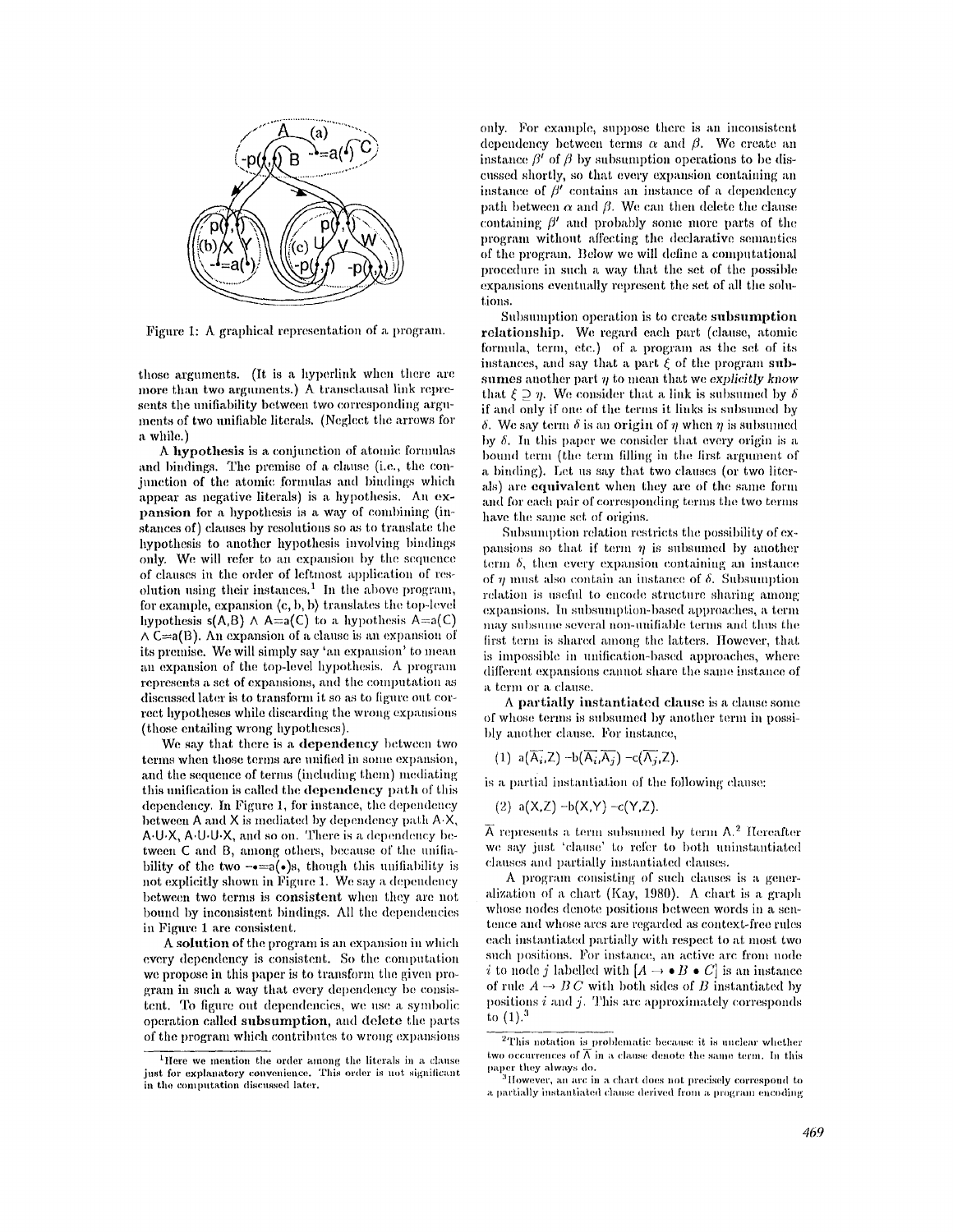Figure 1: A graphical representation of a program.

those arguments. (It is a hyperlink when there are more than two arguments.) A transclausal link represents the unifiability between two corresponding arguments of two unifiable literals. (Neglect the arrows for a while.)

A **hypothesis** is a conjunction of atomic formulas and bindings. The premise of a clause (i.e., the conjunction of the atomic formulas and bindings which appear as negative literals) is a hypothesis. An **expansion** for a hypothesis is a way of combining (instances of) clauses by resolutions so as to translate the hypothesis to another hypothesis involving bindings only. We will refer to an expansion by the sequence of clauses in the order of leftmost application of resolution using their instances.[1] In the above program, for example, expansion (c, b, b) translates the top-level hypothesis s(A,B) ∧ A=a(C) to a hypothesis A=a(C) ∧ C=a(B). An expansion of a clause is an expansion of its premise. We will simply say 'an expansion' to mean an expansion of the top-level hypothesis. A program represents a set of expansions, and the computation as discussed later is to transform it so as to figure out correct hypotheses while discarding the wrong expansions (those entailing wrong hypotheses).

We say that there is a **dependency** between two terms when those terms are unified in some expansion, and the sequence of terms (including them) mediating this unification is called the **dependency path** of this dependency. In Figure 1, for instance, the dependency between A and X is mediated by dependency path A·X, A·U·X, A·U·U·X, and so on. There is a dependency between C and B, among others, because of the unifiability of the two −•=a(•)s, though this unifiability is not explicitly shown in Figure 1. We say a dependency between two terms is **consistent** when they are not bound by inconsistent bindings. All the dependencies in Figure 1 are consistent.

A **solution** of the program is an expansion in which every dependency is consistent. So the computation we propose in this paper is to transform the given program in such a way that every dependency be consistent. To figure out dependencies, we use a symbolic operation called **subsumption**, and **delete** the parts of the program which contributes to wrong expansions only. For example, suppose there is an inconsistent dependency between terms $\alpha$ and $\beta$. We create an instance $\beta'$ of $\beta$ by subsumption operations to be discussed shortly, so that every expansion containing an instance of $\beta'$ contains an instance of a dependency path between $\alpha$ and $\beta$. We can then delete the clause containing $\beta'$ and probably some more parts of the program without affecting the declarative semantics of the program. Below we will define a computational procedure in such a way that the set of the possible expansions eventually represent the set of all the solutions.

Subsumption operation is to create **subsumption relationship**. We regard each part (clause, atomic formula, term, etc.) of a program as the set of its instances, and say that a part $\xi$ of the program **subsumes** another part $\eta$ to mean that we *explicitly know* that $\xi \supseteq \eta$. We consider that a link is subsumed by $\delta$ if and only if one of the terms it links is subsumed by $\delta$. We say term $\delta$ is an **origin** of $\eta$ when $\eta$ is subsumed by $\delta$. In this paper we consider that every origin is a bound term (the term filling in the first argument of a binding). Let us say that two clauses (or two literals) are **equivalent** when they are of the same form and for each pair of corresponding terms the two terms have the same set of origins.

Subsumption relation restricts the possibility of expansions so that if term $\eta$ is subsumed by another term $\delta$, then every expansion containing an instance of $\eta$ must also contain an instance of $\delta$. Subsumption relation is useful to encode structure sharing among expansions. In subsumption-based approaches, a term may subsume several non-unifiable terms and thus the first term is shared among the latters. However, that is impossible in unification-based approaches, where different expansions cannot share the same instance of a term or a clause.

A **partially instantiated clause** is a clause some of whose terms is subsumed by another term in possibly another clause. For instance,

(1) a($\overline{A_i}$,Z) −b($\overline{A_i}$,$\overline{A_j}$) −c($\overline{A_j}$,Z).

is a partial instantiation of the following clause:

(2) a(X,Z) −b(X,Y) −c(Y,Z).

$\overline{A}$ represents a term subsumed by term A.[2] Hereafter we say just 'clause' to refer to both uninstantiated clauses and partially instantiated clauses.

A program consisting of such clauses is a generalization of a chart (Kay, 1980). A chart is a graph whose nodes denote positions between words in a sentence and whose arcs are regarded as context-free rules each instantiated partially with respect to at most two such positions. For instance, an active arc from node $i$ to node $j$ labelled with $[A \rightarrow \bullet B \bullet C]$ is an instance of rule $A \rightarrow B\,C$ with both sides of $B$ instantiated by positions $i$ and $j$. This arc approximately corresponds to (1).[3]

[1] Here we mention the order among the literals in a clause just for explanatory convenience. This order is not significant in the computation discussed later.

[2] This notation is problematic because it is unclear whether two occurrences of $\overline{A}$ in a clause denote the same term. In this paper they always do.

[3] However, an arc in a chart does not precisely correspond to a partially instantiated clause derived from a program encoding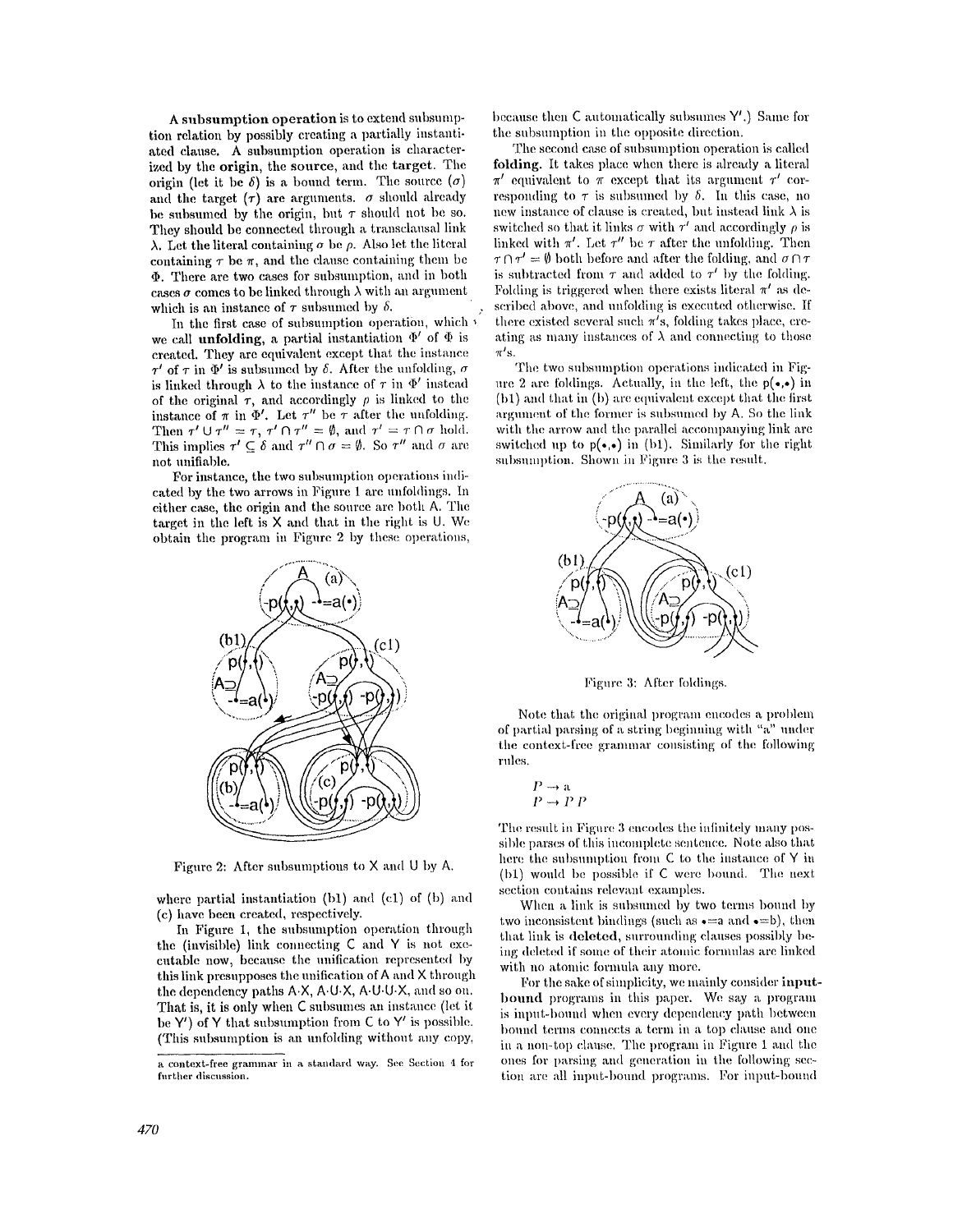**A subsumption operation** is to extend subsumption relation by possibly creating a partially instantiated clause. A subsumption operation is characterized by the **origin**, the **source**, and the **target**. The origin (let it be $\delta$) is a bound term. The source ($\sigma$) and the target ($\tau$) are arguments. $\sigma$ should already be subsumed by the origin, but $\tau$ should not be so. They should be connected through a transclausal link $\lambda$. Let the literal containing $\sigma$ be $\rho$. Also let the literal containing $\tau$ be $\pi$, and the clause containing them be $\Phi$. There are two cases for subsumption, and in both cases $\sigma$ comes to be linked through $\lambda$ with an argument which is an instance of $\tau$ subsumed by $\delta$.

In the first case of subsumption operation, which we call **unfolding**, a partial instantiation $\Phi'$ of $\Phi$ is created. They are equivalent except that the instance $\tau'$ of $\tau$ in $\Phi'$ is subsumed by $\delta$. After the unfolding, $\sigma$ is linked through $\lambda$ to the instance of $\tau$ in $\Phi'$ instead of the original $\tau$, and accordingly $\rho$ is linked to the instance of $\pi$ in $\Phi'$. Let $\tau''$ be $\tau$ after the unfolding. Then $\tau' \cup \tau'' = \tau$, $\tau' \cap \tau'' = \emptyset$, and $\tau' = \tau \cap \sigma$ hold. This implies $\tau' \subseteq \delta$ and $\tau'' \cap \sigma = \emptyset$. So $\tau''$ and $\sigma$ are not unifiable.

For instance, the two subsumption operations indicated by the two arrows in Figure 1 are unfoldings. In either case, the origin and the source are both A. The target in the left is X and that in the right is U. We obtain the program in Figure 2 by these operations,

Figure 2: After subsumptions to X and U by A.

where partial instantiation (b1) and (c1) of (b) and (c) have been created, respectively.

In Figure 1, the subsumption operation through the (invisible) link connecting C and Y is not executable now, because the unification represented by this link presupposes the unification of A and X through the dependency paths A·X, A·U·X, A·U·U·X, and so on. That is, it is only when C subsumes an instance (let it be Y′) of Y that subsumption from C to Y′ is possible. (This subsumption is an unfolding without any copy, because then C automatically subsumes Y′.) Same for the subsumption in the opposite direction.

The second case of subsumption operation is called **folding**. It takes place when there is already a literal $\pi'$ equivalent to $\pi$ except that its argument $\tau'$ corresponding to $\tau$ is subsumed by $\delta$. In this case, no new instance of clause is created, but instead link $\lambda$ is switched so that it links $\sigma$ with $\tau'$ and accordingly $\rho$ is linked with $\pi'$. Let $\tau''$ be $\tau$ after the unfolding. Then $\tau \cap \tau' = \emptyset$ both before and after the folding, and $\sigma \cap \tau$ is subtracted from $\tau$ and added to $\tau'$ by the folding. Folding is triggered when there exists literal $\pi'$ as described above, and unfolding is executed otherwise. If there existed several such $\pi'$s, folding takes place, creating as many instances of $\lambda$ and connecting to those $\pi'$s.

The two subsumption operations indicated in Figure 2 are foldings. Actually, in the left, the p(•,•) in (b1) and that in (b) are equivalent except that the first argument of the former is subsumed by A. So the link with the arrow and the parallel accompanying link are switched up to p(•,•) in (b1). Similarly for the right subsumption. Shown in Figure 3 is the result.

Figure 3: After foldings.

Note that the original program encodes a problem of partial parsing of a string beginning with "a" under the context-free grammar consisting of the following rules.

$$P \rightarrow \text{a}$$
$$P \rightarrow P\ P$$

The result in Figure 3 encodes the infinitely many possible parses of this incomplete sentence. Note also that here the subsumption from C to the instance of Y in (b1) would be possible if C were bound. The next section contains relevant examples.

When a link is subsumed by two terms bound by two inconsistent bindings (such as •=a and •=b), then that link is **deleted**, surrounding clauses possibly being deleted if some of their atomic formulas are linked with no atomic formula any more.

For the sake of simplicity, we mainly consider **input-bound** programs in this paper. We say a program is input-bound when every dependency path between bound terms connects a term in a top clause and one in a non-top clause. The program in Figure 1 and the ones for parsing and generation in the following section are all input-bound programs. For input-bound

a context-free grammar in a standard way. See Section 4 for further discussion.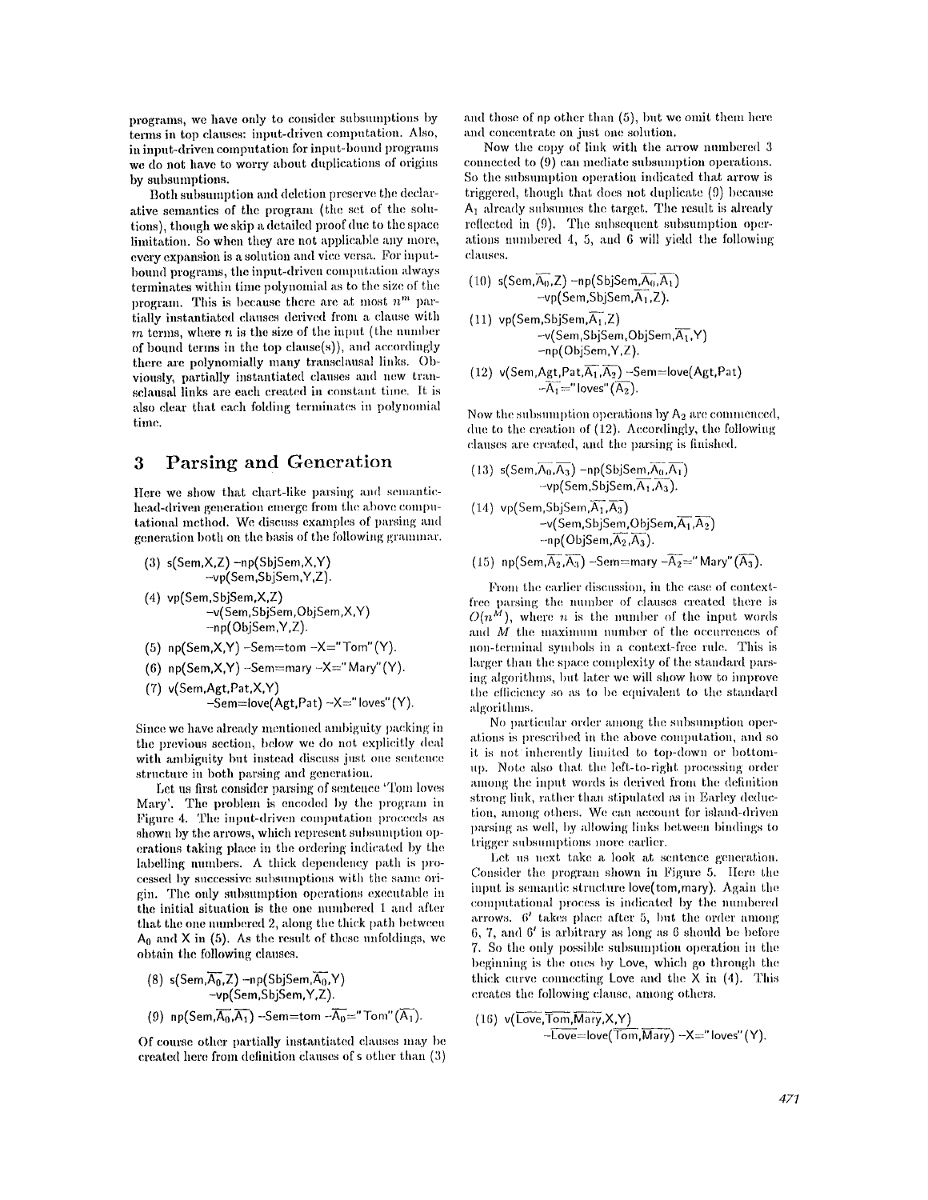programs, we have only to consider subsumptions by terms in top clauses: input-driven computation. Also, in input-driven computation for input-bound programs we do not have to worry about duplications of origins by subsumptions.

Both subsumption and deletion preserve the declarative semantics of the program (the set of the solutions), though we skip a detailed proof due to the space limitation. So when they are not applicable any more, every expansion is a solution and vice versa. For input-bound programs, the input-driven computation always terminates within time polynomial as to the size of the program. This is because there are at most $n^m$ partially instantiated clauses derived from a clause with $m$ terms, where $n$ is the size of the input (the number of bound terms in the top clause(s)), and accordingly there are polynomially many transclausal links. Obviously, partially instantiated clauses and new transclausal links are each created in constant time. It is also clear that each folding terminates in polynomial time.

## 3 Parsing and Generation

Here we show that chart-like parsing and semantic-head-driven generation emerge from the above computational method. We discuss examples of parsing and generation both on the basis of the following grammar.

(3) s(Sem,X,Z) –np(SbjSem,X,Y) –vp(Sem,SbjSem,Y,Z).

(4) vp(Sem,SbjSem,X,Z) –v(Sem,SbjSem,ObjSem,X,Y) –np(ObjSem,Y,Z).

(5) np(Sem,X,Y) –Sem=tom –X="Tom"(Y).

(6) np(Sem,X,Y) –Sem=mary –X="Mary"(Y).

(7) v(Sem,Agt,Pat,X,Y) –Sem=love(Agt,Pat) –X="loves"(Y).

Since we have already mentioned ambiguity packing in the previous section, below we do not explicitly deal with ambiguity but instead discuss just one sentence structure in both parsing and generation.

Let us first consider parsing of sentence 'Tom loves Mary'. The problem is encoded by the program in Figure 4. The input-driven computation proceeds as shown by the arrows, which represent subsumption operations taking place in the ordering indicated by the labelling numbers. A thick dependency path is processed by successive subsumptions with the same origin. The only subsumption operations executable in the initial situation is the one numbered 1 and after that the one numbered 2, along the thick path between $A_0$ and X in (5). As the result of these unfoldings, we obtain the following clauses.

(8) s(Sem,$\overline{A_0}$,Z) –np(SbjSem,$\overline{A_0}$,Y) –vp(Sem,SbjSem,Y,Z).

(9) np(Sem,$\overline{A_0}$,$\overline{A_1}$) –Sem=tom –$\overline{A_0}$="Tom"($\overline{A_1}$).

Of course other partially instantiated clauses may be created here from definition clauses of s other than (3) and those of np other than (5), but we omit them here and concentrate on just one solution.

Now the copy of link with the arrow numbered 3 connected to (9) can mediate subsumption operations. So the subsumption operation indicated that arrow is triggered, though that does not duplicate (9) because $A_1$ already subsumes the target. The result is already reflected in (9). The subsequent subsumption operations numbered 4, 5, and 6 will yield the following clauses.

(10) s(Sem,$\overline{A_0}$,Z) –np(SbjSem,$\overline{A_0}$,$\overline{A_1}$) –vp(Sem,SbjSem,$\overline{A_1}$,Z).

(11) vp(Sem,SbjSem,$\overline{A_1}$,Z) –v(Sem,SbjSem,ObjSem,$\overline{A_1}$,Y) –np(ObjSem,Y,Z).

(12) v(Sem,Agt,Pat,$\overline{A_1}$,$\overline{A_2}$) –Sem=love(Agt,Pat) –$\overline{A_1}$="loves"($\overline{A_2}$).

Now the subsumption operations by $A_2$ are commenced, due to the creation of (12). Accordingly, the following clauses are created, and the parsing is finished.

(13) s(Sem,$\overline{A_0}$,$\overline{A_3}$) –np(SbjSem,$\overline{A_0}$,$\overline{A_1}$) –vp(Sem,SbjSem,$\overline{A_1}$,$\overline{A_3}$).

(14) vp(Sem,SbjSem,$\overline{A_1}$,$\overline{A_3}$) –v(Sem,SbjSem,ObjSem,$\overline{A_1}$,$\overline{A_2}$) –np(ObjSem,$\overline{A_2}$,$\overline{A_3}$).

(15) np(Sem,$\overline{A_2}$,$\overline{A_3}$) –Sem=mary –$\overline{A_2}$="Mary"($\overline{A_3}$).

From the earlier discussion, in the case of context-free parsing the number of clauses created there is $O(n^M)$, where $n$ is the number of the input words and $M$ the maximum number of the occurrences of non-terminal symbols in a context-free rule. This is larger than the space complexity of the standard parsing algorithms, but later we will show how to improve the efficiency so as to be equivalent to the standard algorithms.

No particular order among the subsumption operations is prescribed in the above computation, and so it is not inherently limited to top-down or bottom-up. Note also that the left-to-right processing order among the input words is derived from the definition strong link, rather than stipulated as in Earley deduction, among others. We can account for island-driven parsing as well, by allowing links between bindings to trigger subsumptions more earlier.

Let us next take a look at sentence generation. Consider the program shown in Figure 5. Here the input is semantic structure love(tom,mary). Again the computational process is indicated by the numbered arrows. 6′ takes place after 5, but the order among 6, 7, and 6′ is arbitrary as long as 6 should be before 7. So the only possible subsumption operation in the beginning is the ones by Love, which go through the thick curve connecting Love and the X in (4). This creates the following clause, among others.

(16) v($\overline{\text{Love}}$,$\overline{\text{Tom}}$,$\overline{\text{Mary}}$,X,Y) –$\overline{\text{Love}}$=love($\overline{\text{Tom}}$,$\overline{\text{Mary}}$) –X="loves"(Y).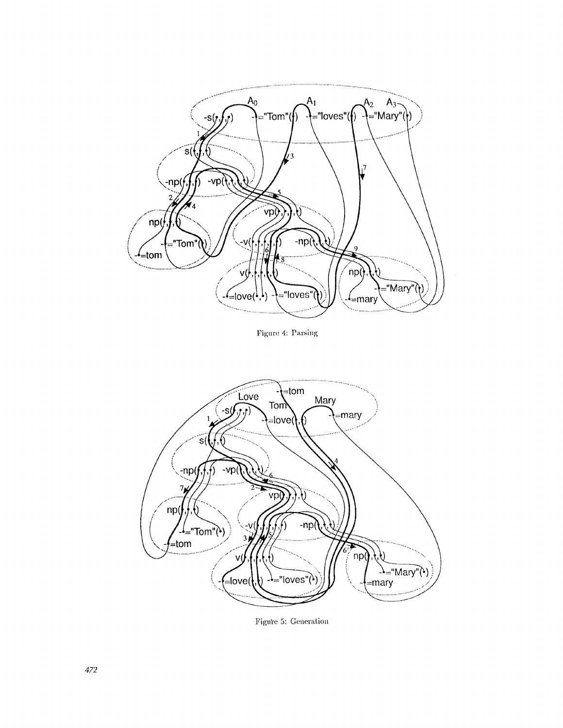Figure 4: Parsing

Figure 5: Generation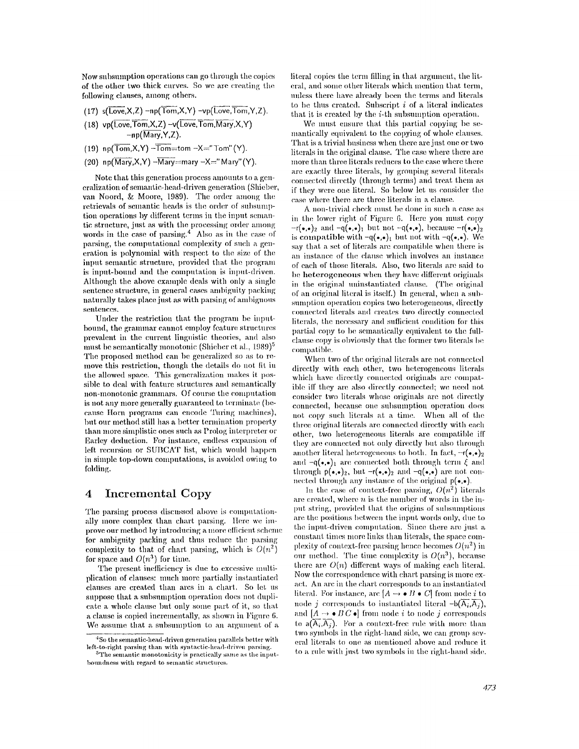Now subsumption operations can go through the copies of the other two thick curves. So we are creating the following clauses, among others.

(17) s($\overline{\text{Love}}$,X,Z) −np($\overline{\text{Tom}}$,X,Y) −vp($\overline{\text{Love}},\overline{\text{Tom}}$,Y,Z).

(18) vp($\overline{\text{Love}},\overline{\text{Tom}}$,X,Z) −v($\overline{\text{Love}},\overline{\text{Tom}},\overline{\text{Mary}}$,X,Y) −np($\overline{\text{Mary}}$,Y,Z).

(19) np($\overline{\text{Tom}}$,X,Y) −$\overline{\text{Tom}}$=tom −X="Tom"(Y).

(20) np($\overline{\text{Mary}}$,X,Y) −$\overline{\text{Mary}}$=mary −X="Mary"(Y).

Note that this generation process amounts to a generalization of semantic-head-driven generation (Shieber, van Noord, & Moore, 1989). The order among the retrievals of semantic heads is the order of subsumption operations by different terms in the input semantic structure, just as with the processing order among words in the case of parsing.[4] Also as in the case of parsing, the computational complexity of such a generation is polynomial with respect to the size of the input semantic structure, provided that the program is input-bound and the computation is input-driven. Although the above example deals with only a single sentence structure, in general cases ambiguity packing naturally takes place just as with parsing of ambiguous sentences.

Under the restriction that the program be input-bound, the grammar cannot employ feature structures prevalent in the current linguistic theories, and also must be semantically monotonic (Shieber et al., 1989)[5] The proposed method can be generalized so as to remove this restriction, though the details do not fit in the allowed space. This generalization makes it possible to deal with feature structures and semantically non-monotonic grammars. Of course the computation is not any more generally guaranteed to terminate (because Horn programs can encode Turing machines), but our method still has a better termination property than more simplistic ones such as Prolog interpreter or Earley deduction. For instance, endless expansion of left recursion or SUBCAT list, which would happen in simple top-down computations, is avoided owing to folding.

## 4 Incremental Copy

The parsing process discussed above is computationally more complex than chart parsing. Here we improve our method by introducing a more efficient scheme for ambiguity packing and thus reduce the parsing complexity to that of chart parsing, which is $O(n^2)$ for space and $O(n^3)$ for time.

The present inefficiency is due to excessive multiplication of clauses: much more partially instantiated clauses are created than arcs in a chart. So let us suppose that a subsumption operation does not duplicate a whole clause but only some part of it, so that a clause is copied incrementally, as shown in Figure 6. We assume that a subsumption to an argument of a literal copies the term filling in that argument, the literal, and some other literals which mention that term, unless there have already been the terms and literals to be thus created. Subscript $i$ of a literal indicates that it is created by the $i$-th subsumption operation.

We must ensure that this partial copying be semantically equivalent to the copying of whole clauses. That is a trivial business when there are just one or two literals in the original clause. The case where there are more than three literals reduces to the case where there are exactly three literals, by grouping several literals connected directly (through terms) and treat them as if they were one literal. So below let us consider the case where there are three literals in a clause.

A non-trivial check must be done in such a case as in the lower right of Figure 6. Here you must copy $-r(\bullet,\bullet)_2$ and $-q(\bullet,\bullet)_1$ but not $-q(\bullet,\bullet)$, because $-r(\bullet,\bullet)_2$ is **compatible** with $-q(\bullet,\bullet)_1$ but not with $-q(\bullet,\bullet)$. We say that a set of literals are compatible when there is an instance of the clause which involves an instance of each of those literals. Also, two literals are said to be **heterogeneous** when they have different originals in the original uninstantiated clause. (The original of an original literal is itself.) In general, when a subsumption operation copies two heterogeneous, directly connected literals and creates two directly connected literals, the necessary and sufficient condition for this partial copy to be semantically equivalent to the full-clause copy is obviously that the former two literals be compatible.

When two of the original literals are not connected directly with each other, two heterogeneous literals which have directly connected originals are compatible iff they are also directly connected; we need not consider two literals whose originals are not directly connected, because one subsumption operation does not copy such literals at a time. When all of the three original literals are connected directly with each other, two heterogeneous literals are compatible iff they are connected not only directly but also through another literal heterogeneous to both. In fact, $-r(\bullet,\bullet)_2$ and $-q(\bullet,\bullet)_1$ are connected both through term $\xi$ and through $p(\bullet,\bullet)_2$, but $-r(\bullet,\bullet)_2$ and $-q(\bullet,\bullet)$ are not connected through any instance of the original $p(\bullet,\bullet)$.

In the case of context-free parsing, $O(n^2)$ literals are created, where $n$ is the number of words in the input string, provided that the origins of subsumptions are the positions between the input words only, due to the input-driven computation. Since there are just a constant times more links than literals, the space complexity of context-free parsing hence becomes $O(n^2)$ in our method. The time complexity is $O(n^3)$, because there are $O(n)$ different ways of making each literal. Now the correspondence with chart parsing is more exact. An arc in the chart corresponds to an instantiated literal. For instance, arc $[A \rightarrow \bullet B \bullet C]$ from node $i$ to node $j$ corresponds to instantiated literal $-b(\overline{A_i,A_j})$, and $[A \rightarrow \bullet BC \bullet]$ from node $i$ to node $j$ corresponds to $a(\overline{A_i,A_j})$. For a context-free rule with more than two symbols in the right-hand side, we can group several literals to one as mentioned above and reduce it to a rule with just two symbols in the right-hand side.

[4] So the semantic-head-driven generation parallels better with left-to-right parsing than with syntactic-head-driven parsing.

[5] The semantic monotonicity is practically same as the input-boundness with regard to semantic structures.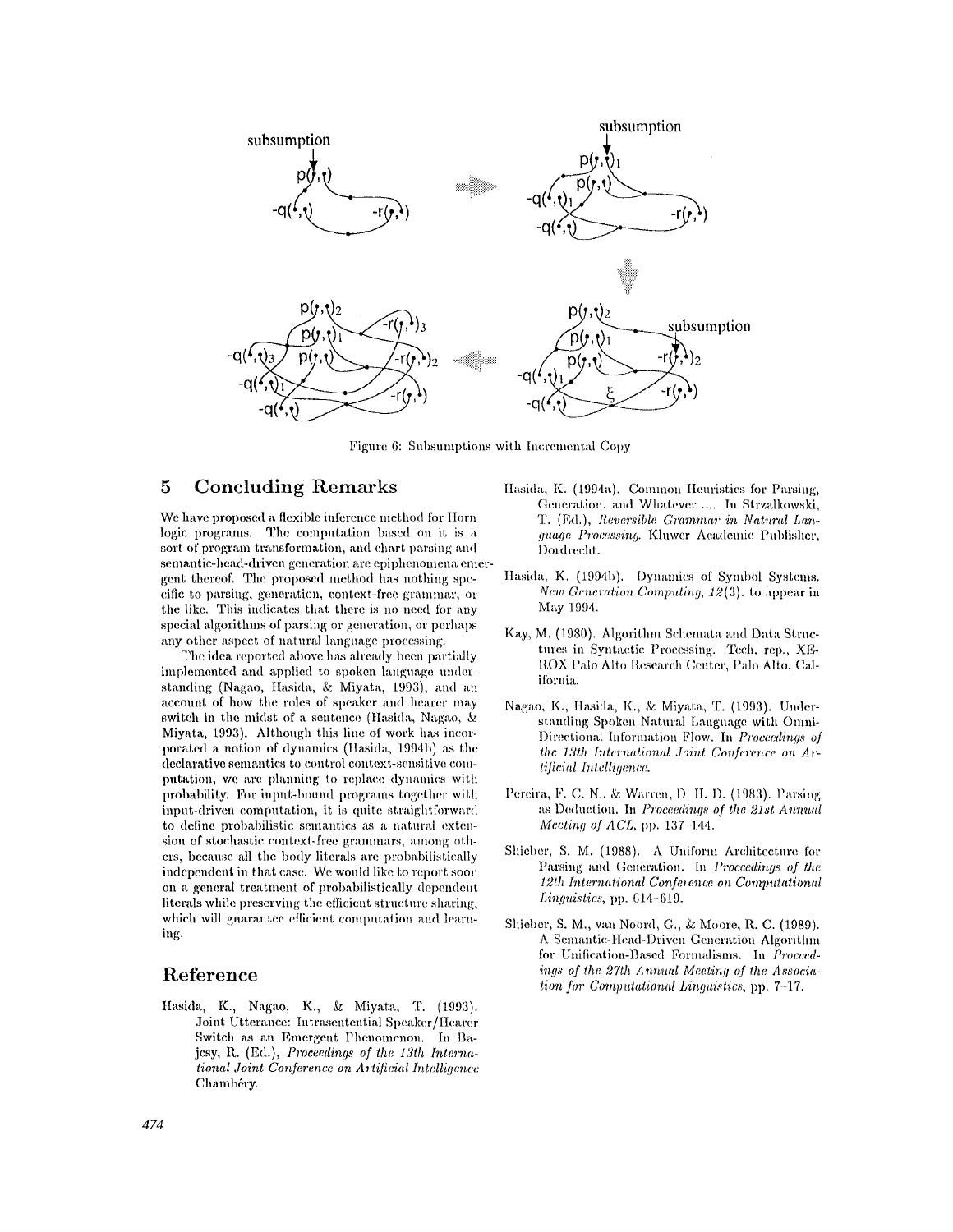subsumption

p( , )

-q( , )

-r( , )

subsumption

p( , )$_1$

p( , )

-q( , )$_1$

-q( , )

-r( , )

p( , )$_2$

p( , )$_1$

p( , )

subsumption

-r( , )$_2$

-q( , )$_1$

-q( , )

$\xi$

-r( , )

p( , )$_2$

-r( , )$_3$

p( , )$_1$

-q( , )$_3$

p( , )

-r( , )$_2$

-q( , )$_1$

-r( , )

-q( , )

Figure 6: Subsumptions with Incremental Copy

## 5 Concluding Remarks

We have proposed a flexible inference method for Horn logic programs. The computation based on it is a sort of program transformation, and chart parsing and semantic-head-driven generation are epiphenomena emergent thereof. The proposed method has nothing specific to parsing, generation, context-free grammar, or the like. This indicates that there is no need for any special algorithms of parsing or generation, or perhaps any other aspect of natural language processing.

The idea reported above has already been partially implemented and applied to spoken language understanding (Nagao, Hasida, & Miyata, 1993), and an account of how the roles of speaker and hearer may switch in the midst of a sentence (Hasida, Nagao, & Miyata, 1993). Although this line of work has incorporated a notion of dynamics (Hasida, 1994b) as the declarative semantics to control context-sensitive computation, we are planning to replace dynamics with probability. For input-bound programs together with input-driven computation, it is quite straightforward to define probabilistic semantics as a natural extension of stochastic context-free grammars, among others, because all the body literals are probabilistically independent in that case. We would like to report soon on a general treatment of probabilistically dependent literals while preserving the efficient structure sharing, which will guarantee efficient computation and learning.

## Reference

Hasida, K., Nagao, K., & Miyata, T. (1993). Joint Utterance: Intrasentential Speaker/Hearer Switch as an Emergent Phenomenon. In Bajcsy, R. (Ed.), *Proceedings of the 13th International Joint Conference on Artificial Intelligence* Chambéry.

Hasida, K. (1994a). Common Heuristics for Parsing, Generation, and Whatever .... In Strzalkowski, T. (Ed.), *Reversible Grammar in Natural Language Processing*. Kluwer Academic Publisher, Dordrecht.

Hasida, K. (1994b). Dynamics of Symbol Systems. *New Generation Computing*, *12*(3). to appear in May 1994.

Kay, M. (1980). Algorithm Schemata and Data Structures in Syntactic Processing. Tech. rep., XEROX Palo Alto Research Center, Palo Alto, California.

Nagao, K., Hasida, K., & Miyata, T. (1993). Understanding Spoken Natural Language with Omni-Directional Information Flow. In *Proceedings of the 13th International Joint Conference on Artificial Intelligence*.

Pereira, F. C. N., & Warren, D. H. D. (1983). Parsing as Deduction. In *Proceedings of the 21st Annual Meeting of ACL*, pp. 137–144.

Shieber, S. M. (1988). A Uniform Architecture for Parsing and Generation. In *Proceedings of the 12th International Conference on Computational Linguistics*, pp. 614–619.

Shieber, S. M., van Noord, G., & Moore, R. C. (1989). A Semantic-Head-Driven Generation Algorithm for Unification-Based Formalisms. In *Proceedings of the 27th Annual Meeting of the Association for Computational Linguistics*, pp. 7–17.